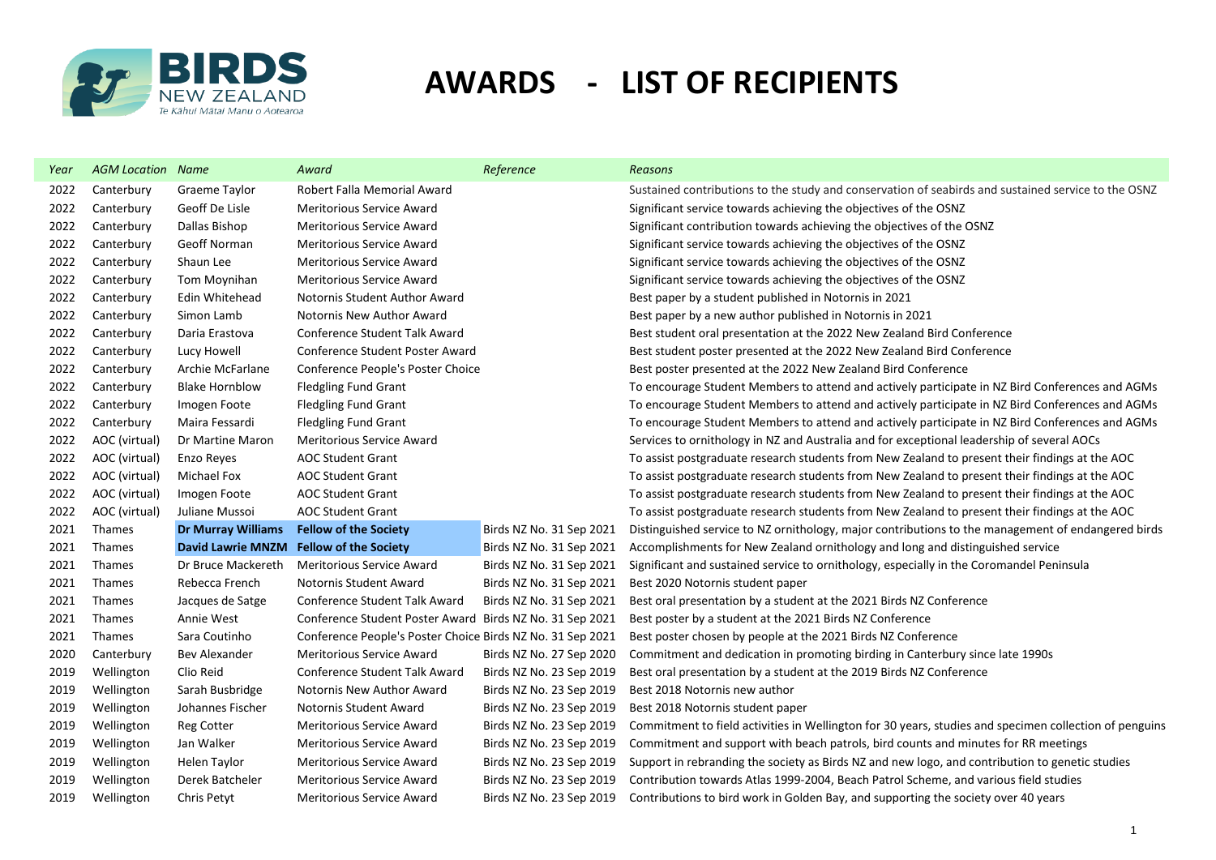# AWARDS - LIST OF RECIPIENTS

| *Year* | *AGM Location* | *Name* | *Award* | *Reference* | *Reasons* |
|---|---|---|---|---|---|
| 2022 | Canterbury | Graeme Taylor | Robert Falla Memorial Award | | Sustained contributions to the study and conservation of seabirds and sustained service to the OSNZ |
| 2022 | Canterbury | Geoff De Lisle | Meritorious Service Award | | Significant service towards achieving the objectives of the OSNZ |
| 2022 | Canterbury | Dallas Bishop | Meritorious Service Award | | Significant contribution towards achieving the objectives of the OSNZ |
| 2022 | Canterbury | Geoff Norman | Meritorious Service Award | | Significant service towards achieving the objectives of the OSNZ |
| 2022 | Canterbury | Shaun Lee | Meritorious Service Award | | Significant service towards achieving the objectives of the OSNZ |
| 2022 | Canterbury | Tom Moynihan | Meritorious Service Award | | Significant service towards achieving the objectives of the OSNZ |
| 2022 | Canterbury | Edin Whitehead | Notornis Student Author Award | | Best paper by a student published in Notornis in 2021 |
| 2022 | Canterbury | Simon Lamb | Notornis New Author Award | | Best paper by a new author published in Notornis in 2021 |
| 2022 | Canterbury | Daria Erastova | Conference Student Talk Award | | Best student oral presentation at the 2022 New Zealand Bird Conference |
| 2022 | Canterbury | Lucy Howell | Conference Student Poster Award | | Best student poster presented at the 2022 New Zealand Bird Conference |
| 2022 | Canterbury | Archie McFarlane | Conference People's Poster Choice | | Best poster presented at the 2022 New Zealand Bird Conference |
| 2022 | Canterbury | Blake Hornblow | Fledgling Fund Grant | | To encourage Student Members to attend and actively participate in NZ Bird Conferences and AGMs |
| 2022 | Canterbury | Imogen Foote | Fledgling Fund Grant | | To encourage Student Members to attend and actively participate in NZ Bird Conferences and AGMs |
| 2022 | Canterbury | Maira Fessardi | Fledgling Fund Grant | | To encourage Student Members to attend and actively participate in NZ Bird Conferences and AGMs |
| 2022 | AOC (virtual) | Dr Martine Maron | Meritorious Service Award | | Services to ornithology in NZ and Australia and for exceptional leadership of several AOCs |
| 2022 | AOC (virtual) | Enzo Reyes | AOC Student Grant | | To assist postgraduate research students from New Zealand to present their findings at the AOC |
| 2022 | AOC (virtual) | Michael Fox | AOC Student Grant | | To assist postgraduate research students from New Zealand to present their findings at the AOC |
| 2022 | AOC (virtual) | Imogen Foote | AOC Student Grant | | To assist postgraduate research students from New Zealand to present their findings at the AOC |
| 2022 | AOC (virtual) | Juliane Mussoi | AOC Student Grant | Birds NZ No. 31 Sep 2021 | To assist postgraduate research students from New Zealand to present their findings at the AOC |
| 2021 | Thames | **Dr Murray Williams** | **Fellow of the Society** | Birds NZ No. 31 Sep 2021 | Distinguished service to NZ ornithology, major contributions to the management of endangered birds |
| 2021 | Thames | **David Lawrie MNZM** | **Fellow of the Society** | Birds NZ No. 31 Sep 2021 | Accomplishments for New Zealand ornithology and long and distinguished service |
| 2021 | Thames | Dr Bruce Mackereth | Meritorious Service Award | Birds NZ No. 31 Sep 2021 | Significant and sustained service to ornithology, especially in the Coromandel Peninsula |
| 2021 | Thames | Rebecca French | Notornis Student Award | Birds NZ No. 31 Sep 2021 | Best 2020 Notornis student paper |
| 2021 | Thames | Jacques de Satge | Conference Student Talk Award | Birds NZ No. 31 Sep 2021 | Best oral presentation by a student at the 2021 Birds NZ Conference |
| 2021 | Thames | Annie West | Conference Student Poster Award | Birds NZ No. 31 Sep 2021 | Best poster by a student at the 2021 Birds NZ Conference |
| 2021 | Thames | Sara Coutinho | Conference People's Poster Choice | Birds NZ No. 31 Sep 2021 | Best poster chosen by people at the 2021 Birds NZ Conference |
| 2020 | Canterbury | Bev Alexander | Meritorious Service Award | Birds NZ No. 27 Sep 2020 | Commitment and dedication in promoting birding in Canterbury since late 1990s |
| 2019 | Wellington | Clio Reid | Conference Student Talk Award | Birds NZ No. 23 Sep 2019 | Best oral presentation by a student at the 2019 Birds NZ Conference |
| 2019 | Wellington | Sarah Busbridge | Notornis New Author Award | Birds NZ No. 23 Sep 2019 | Best 2018 Notornis new author |
| 2019 | Wellington | Johannes Fischer | Notornis Student Award | Birds NZ No. 23 Sep 2019 | Best 2018 Notornis student paper |
| 2019 | Wellington | Reg Cotter | Meritorious Service Award | Birds NZ No. 23 Sep 2019 | Commitment to field activities in Wellington for 30 years, studies and specimen collection of penguins |
| 2019 | Wellington | Jan Walker | Meritorious Service Award | Birds NZ No. 23 Sep 2019 | Commitment and support with beach patrols, bird counts and minutes for RR meetings |
| 2019 | Wellington | Helen Taylor | Meritorious Service Award | Birds NZ No. 23 Sep 2019 | Support in rebranding the society as Birds NZ and new logo, and contribution to genetic studies |
| 2019 | Wellington | Derek Batcheler | Meritorious Service Award | Birds NZ No. 23 Sep 2019 | Contribution towards Atlas 1999-2004, Beach Patrol Scheme, and various field studies |
| 2019 | Wellington | Chris Petyt | Meritorious Service Award | Birds NZ No. 23 Sep 2019 | Contributions to bird work in Golden Bay, and supporting the society over 40 years |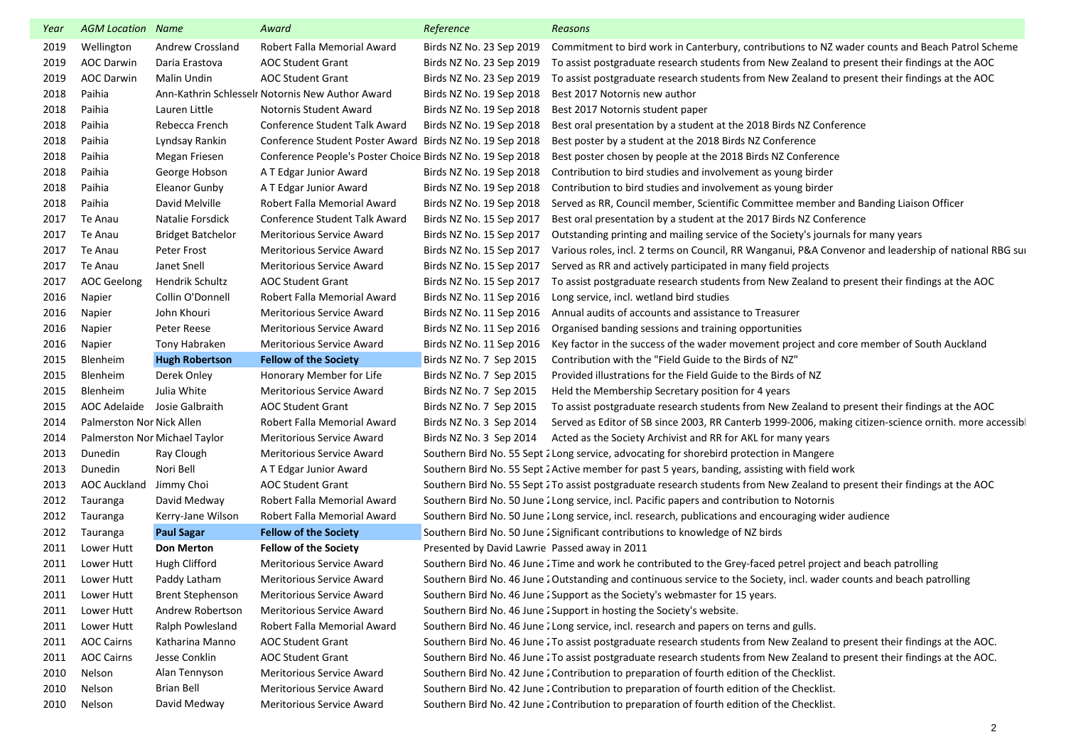| *Year* | *AGM Location* | *Name* | *Award* | *Reference* | *Reasons* |
|---|---|---|---|---|---|
| 2019 | Wellington | Andrew Crossland | Robert Falla Memorial Award | Birds NZ No. 23 Sep 2019 | Commitment to bird work in Canterbury, contributions to NZ wader counts and Beach Patrol Scheme |
| 2019 | AOC Darwin | Daria Erastova | AOC Student Grant | Birds NZ No. 23 Sep 2019 | To assist postgraduate research students from New Zealand to present their findings at the AOC |
| 2019 | AOC Darwin | Malin Undin | AOC Student Grant | Birds NZ No. 23 Sep 2019 | To assist postgraduate research students from New Zealand to present their findings at the AOC |
| 2018 | Paihia | Ann-Kathrin Schlesselr | Notornis New Author Award | Birds NZ No. 19 Sep 2018 | Best 2017 Notornis new author |
| 2018 | Paihia | Lauren Little | Notornis Student Award | Birds NZ No. 19 Sep 2018 | Best 2017 Notornis student paper |
| 2018 | Paihia | Rebecca French | Conference Student Talk Award | Birds NZ No. 19 Sep 2018 | Best oral presentation by a student at the 2018 Birds NZ Conference |
| 2018 | Paihia | Lyndsay Rankin | Conference Student Poster Award | Birds NZ No. 19 Sep 2018 | Best poster by a student at the 2018 Birds NZ Conference |
| 2018 | Paihia | Megan Friesen | Conference People's Poster Choice | Birds NZ No. 19 Sep 2018 | Best poster chosen by people at the 2018 Birds NZ Conference |
| 2018 | Paihia | George Hobson | A T Edgar Junior Award | Birds NZ No. 19 Sep 2018 | Contribution to bird studies and involvement as young birder |
| 2018 | Paihia | Eleanor Gunby | A T Edgar Junior Award | Birds NZ No. 19 Sep 2018 | Contribution to bird studies and involvement as young birder |
| 2018 | Paihia | David Melville | Robert Falla Memorial Award | Birds NZ No. 19 Sep 2018 | Served as RR, Council member, Scientific Committee member and Banding Liaison Officer |
| 2017 | Te Anau | Natalie Forsdick | Conference Student Talk Award | Birds NZ No. 15 Sep 2017 | Best oral presentation by a student at the 2017 Birds NZ Conference |
| 2017 | Te Anau | Bridget Batchelor | Meritorious Service Award | Birds NZ No. 15 Sep 2017 | Outstanding printing and mailing service of the Society's journals for many years |
| 2017 | Te Anau | Peter Frost | Meritorious Service Award | Birds NZ No. 15 Sep 2017 | Various roles, incl. 2 terms on Council, RR Wanganui, P&A Convenor and leadership of national RBG sur |
| 2017 | Te Anau | Janet Snell | Meritorious Service Award | Birds NZ No. 15 Sep 2017 | Served as RR and actively participated in many field projects |
| 2017 | AOC Geelong | Hendrik Schultz | AOC Student Grant | Birds NZ No. 15 Sep 2017 | To assist postgraduate research students from New Zealand to present their findings at the AOC |
| 2016 | Napier | Collin O'Donnell | Robert Falla Memorial Award | Birds NZ No. 11 Sep 2016 | Long service, incl. wetland bird studies |
| 2016 | Napier | John Khouri | Meritorious Service Award | Birds NZ No. 11 Sep 2016 | Annual audits of accounts and assistance to Treasurer |
| 2016 | Napier | Peter Reese | Meritorious Service Award | Birds NZ No. 11 Sep 2016 | Organised banding sessions and training opportunities |
| 2016 | Napier | Tony Habraken | Meritorious Service Award | Birds NZ No. 11 Sep 2016 | Key factor in the success of the wader movement project and core member of South Auckland |
| 2015 | Blenheim | **Hugh Robertson** | **Fellow of the Society** | Birds NZ No. 7 Sep 2015 | Contribution with the "Field Guide to the Birds of NZ" |
| 2015 | Blenheim | Derek Onley | Honorary Member for Life | Birds NZ No. 7 Sep 2015 | Provided illustrations for the Field Guide to the Birds of NZ |
| 2015 | Blenheim | Julia White | Meritorious Service Award | Birds NZ No. 7 Sep 2015 | Held the Membership Secretary position for 4 years |
| 2015 | AOC Adelaide | Josie Galbraith | AOC Student Grant | Birds NZ No. 7 Sep 2015 | To assist postgraduate research students from New Zealand to present their findings at the AOC |
| 2014 | Palmerston Nor | Nick Allen | Robert Falla Memorial Award | Birds NZ No. 3 Sep 2014 | Served as Editor of SB since 2003, RR Canterb 1999-2006, making citizen-science ornith. more accessibl |
| 2014 | Palmerston Nor | Michael Taylor | Meritorious Service Award | Birds NZ No. 3 Sep 2014 | Acted as the Society Archivist and RR for AKL for many years |
| 2013 | Dunedin | Ray Clough | Meritorious Service Award | Southern Bird No. 55 Sept 2 | Long service, advocating for shorebird protection in Mangere |
| 2013 | Dunedin | Nori Bell | A T Edgar Junior Award | Southern Bird No. 55 Sept 2 | Active member for past 5 years, banding, assisting with field work |
| 2013 | AOC Auckland | Jimmy Choi | AOC Student Grant | Southern Bird No. 55 Sept 2 | To assist postgraduate research students from New Zealand to present their findings at the AOC |
| 2012 | Tauranga | David Medway | Robert Falla Memorial Award | Southern Bird No. 50 June 2 | Long service, incl. Pacific papers and contribution to Notornis |
| 2012 | Tauranga | Kerry-Jane Wilson | Robert Falla Memorial Award | Southern Bird No. 50 June 2 | Long service, incl. research, publications and encouraging wider audience |
| 2012 | Tauranga | **Paul Sagar** | **Fellow of the Society** | Southern Bird No. 50 June 2 | Significant contributions to knowledge of NZ birds |
| 2011 | Lower Hutt | **Don Merton** | **Fellow of the Society** | Presented by David Lawrie | Passed away in 2011 |
| 2011 | Lower Hutt | Hugh Clifford | Meritorious Service Award | Southern Bird No. 46 June 2 | Time and work he contributed to the Grey-faced petrel project and beach patrolling |
| 2011 | Lower Hutt | Paddy Latham | Meritorious Service Award | Southern Bird No. 46 June 2 | Outstanding and continuous service to the Society, incl. wader counts and beach patrolling |
| 2011 | Lower Hutt | Brent Stephenson | Meritorious Service Award | Southern Bird No. 46 June 2 | Support as the Society's webmaster for 15 years. |
| 2011 | Lower Hutt | Andrew Robertson | Meritorious Service Award | Southern Bird No. 46 June 2 | Support in hosting the Society's website. |
| 2011 | Lower Hutt | Ralph Powlesland | Robert Falla Memorial Award | Southern Bird No. 46 June 2 | Long service, incl. research and papers on terns and gulls. |
| 2011 | AOC Cairns | Katharina Manno | AOC Student Grant | Southern Bird No. 46 June 2 | To assist postgraduate research students from New Zealand to present their findings at the AOC. |
| 2011 | AOC Cairns | Jesse Conklin | AOC Student Grant | Southern Bird No. 46 June 2 | To assist postgraduate research students from New Zealand to present their findings at the AOC. |
| 2010 | Nelson | Alan Tennyson | Meritorious Service Award | Southern Bird No. 42 June 2 | Contribution to preparation of fourth edition of the Checklist. |
| 2010 | Nelson | Brian Bell | Meritorious Service Award | Southern Bird No. 42 June 2 | Contribution to preparation of fourth edition of the Checklist. |
| 2010 | Nelson | David Medway | Meritorious Service Award | Southern Bird No. 42 June 2 | Contribution to preparation of fourth edition of the Checklist. |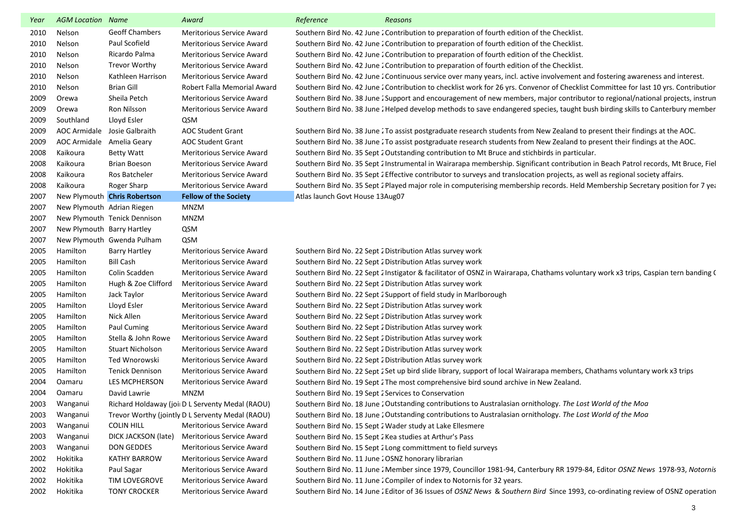| Year | AGM Location | Name | Award | Reference | Reasons |
|---|---|---|---|---|---|
| 2010 | Nelson | Geoff Chambers | Meritorious Service Award | Southern Bird No. 42 June 2 | Contribution to preparation of fourth edition of the Checklist. |
| 2010 | Nelson | Paul Scofield | Meritorious Service Award | Southern Bird No. 42 June 2 | Contribution to preparation of fourth edition of the Checklist. |
| 2010 | Nelson | Ricardo Palma | Meritorious Service Award | Southern Bird No. 42 June 2 | Contribution to preparation of fourth edition of the Checklist. |
| 2010 | Nelson | Trevor Worthy | Meritorious Service Award | Southern Bird No. 42 June 2 | Contribution to preparation of fourth edition of the Checklist. |
| 2010 | Nelson | Kathleen Harrison | Meritorious Service Award | Southern Bird No. 42 June 2 | Continuous service over many years, incl. active involvement and fostering awareness and interest. |
| 2010 | Nelson | Brian Gill | Robert Falla Memorial Award | Southern Bird No. 42 June 2 | Contribution to checklist work for 26 yrs. Convenor of Checklist Committee for last 10 yrs. Contributior |
| 2009 | Orewa | Sheila Petch | Meritorious Service Award | Southern Bird No. 38 June 2 | Support and encouragement of new members, major contributor to regional/national projects, instrun |
| 2009 | Orewa | Ron Nilsson | Meritorious Service Award | Southern Bird No. 38 June 2 | Helped develop methods to save endangered species, taught bush birding skills to Canterbury member |
| 2009 | Southland | Lloyd Esler | QSM | | |
| 2009 | AOC Armidale | Josie Galbraith | AOC Student Grant | Southern Bird No. 38 June 2 | To assist postgraduate research students from New Zealand to present their findings at the AOC. |
| 2009 | AOC Armidale | Amelia Geary | AOC Student Grant | Southern Bird No. 38 June 2 | To assist postgraduate research students from New Zealand to present their findings at the AOC. |
| 2008 | Kaikoura | Betty Watt | Meritorious Service Award | Southern Bird No. 35 Sept 2 | Outstanding contribution to Mt Bruce and stichbirds in particular. |
| 2008 | Kaikoura | Brian Boeson | Meritorious Service Award | Southern Bird No. 35 Sept 2 | Instrumental in Wairarapa membership. Significant contribution in Beach Patrol records, Mt Bruce, Fiel |
| 2008 | Kaikoura | Ros Batcheler | Meritorious Service Award | Southern Bird No. 35 Sept 2 | Effective contributor to surveys and translocation projects, as well as regional society affairs. |
| 2008 | Kaikoura | Roger Sharp | Meritorious Service Award | Southern Bird No. 35 Sept 2 | Played major role in computerising membership records. Held Membership Secretary position for 7 yea |
| 2007 | New Plymouth | **Chris Robertson** | **Fellow of the Society** | Atlas launch Govt House 13Aug07 | |
| 2007 | New Plymouth | Adrian Riegen | MNZM | | |
| 2007 | New Plymouth | Tenick Dennison | MNZM | | |
| 2007 | New Plymouth | Barry Hartley | QSM | | |
| 2007 | New Plymouth | Gwenda Pulham | QSM | | |
| 2005 | Hamilton | Barry Hartley | Meritorious Service Award | Southern Bird No. 22 Sept 2 | Distribution Atlas survey work |
| 2005 | Hamilton | Bill Cash | Meritorious Service Award | Southern Bird No. 22 Sept 2 | Distribution Atlas survey work |
| 2005 | Hamilton | Colin Scadden | Meritorious Service Award | Southern Bird No. 22 Sept 2 | Instigator & facilitator of OSNZ in Wairarapa, Chathams voluntary work x3 trips, Caspian tern banding ( |
| 2005 | Hamilton | Hugh & Zoe Clifford | Meritorious Service Award | Southern Bird No. 22 Sept 2 | Distribution Atlas survey work |
| 2005 | Hamilton | Jack Taylor | Meritorious Service Award | Southern Bird No. 22 Sept 2 | Support of field study in Marlborough |
| 2005 | Hamilton | Lloyd Esler | Meritorious Service Award | Southern Bird No. 22 Sept 2 | Distribution Atlas survey work |
| 2005 | Hamilton | Nick Allen | Meritorious Service Award | Southern Bird No. 22 Sept 2 | Distribution Atlas survey work |
| 2005 | Hamilton | Paul Cuming | Meritorious Service Award | Southern Bird No. 22 Sept 2 | Distribution Atlas survey work |
| 2005 | Hamilton | Stella & John Rowe | Meritorious Service Award | Southern Bird No. 22 Sept 2 | Distribution Atlas survey work |
| 2005 | Hamilton | Stuart Nicholson | Meritorious Service Award | Southern Bird No. 22 Sept 2 | Distribution Atlas survey work |
| 2005 | Hamilton | Ted Wnorowski | Meritorious Service Award | Southern Bird No. 22 Sept 2 | Distribution Atlas survey work |
| 2005 | Hamilton | Tenick Dennison | Meritorious Service Award | Southern Bird No. 22 Sept 2 | Set up bird slide library, support of local Wairarapa members, Chathams voluntary work x3 trips |
| 2004 | Oamaru | LES MCPHERSON | Meritorious Service Award | Southern Bird No. 19 Sept 2 | The most comprehensive bird sound archive in New Zealand. |
| 2004 | Oamaru | David Lawrie | MNZM | Southern Bird No. 19 Sept 2 | Services to Conservation |
| 2003 | Wanganui | Richard Holdaway (joi | D L Serventy Medal (RAOU) | Southern Bird No. 18 June 2 | Outstanding contributions to Australasian ornithology. *The Lost World of the Moa* |
| 2003 | Wanganui | Trevor Worthy (jointly | D L Serventy Medal (RAOU) | Southern Bird No. 18 June 2 | Outstanding contributions to Australasian ornithology. *The Lost World of the Moa* |
| 2003 | Wanganui | COLIN HILL | Meritorious Service Award | Southern Bird No. 15 Sept 2 | Wader study at Lake Ellesmere |
| 2003 | Wanganui | DICK JACKSON (late) | Meritorious Service Award | Southern Bird No. 15 Sept 2 | Kea studies at Arthur's Pass |
| 2003 | Wanganui | DON GEDDES | Meritorious Service Award | Southern Bird No. 15 Sept 2 | Long committment to field surveys |
| 2002 | Hokitika | KATHY BARROW | Meritorious Service Award | Southern Bird No. 11 June 2 | OSNZ honorary librarian |
| 2002 | Hokitika | Paul Sagar | Meritorious Service Award | Southern Bird No. 11 June 2 | Member since 1979, Councillor 1981-94, Canterbury RR 1979-84, Editor *OSNZ News* 1978-93, *Notornis* |
| 2002 | Hokitika | TIM LOVEGROVE | Meritorious Service Award | Southern Bird No. 11 June 2 | Compiler of index to Notornis for 32 years. |
| 2002 | Hokitika | TONY CROCKER | Meritorious Service Award | Southern Bird No. 14 June 2 | Editor of 36 Issues of *OSNZ News* & *Southern Bird* Since 1993, co-ordinating review of OSNZ operation |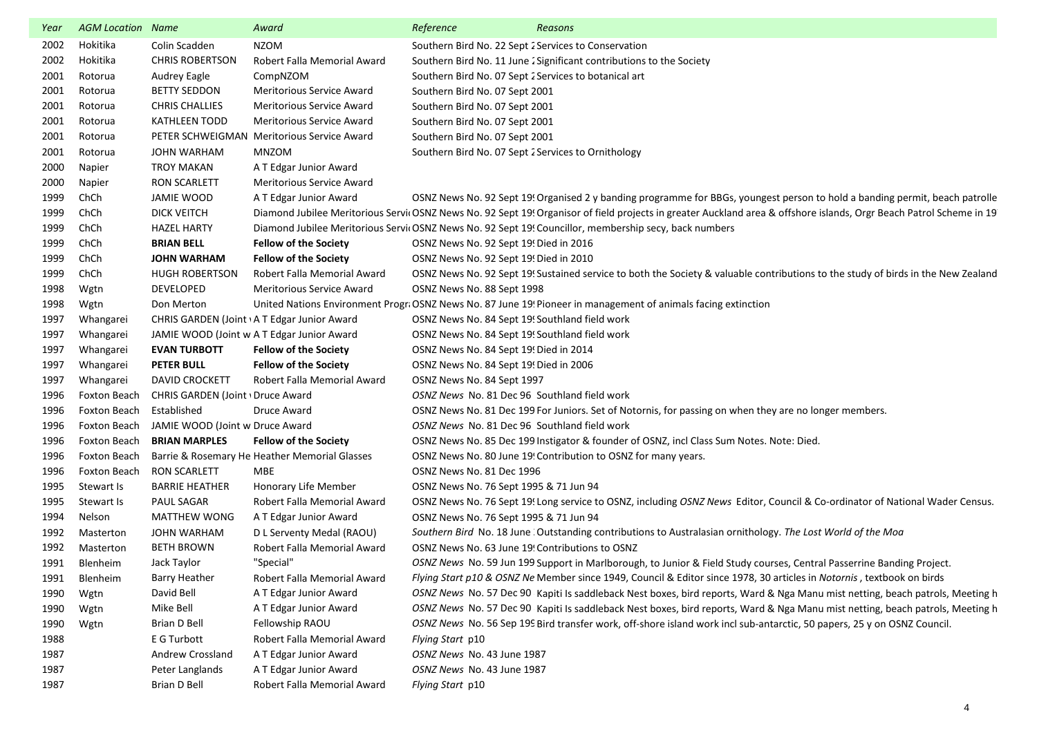| Year | AGM Location | Name | Award | Reference | Reasons |
|---|---|---|---|---|---|
| 2002 | Hokitika | Colin Scadden | NZOM | Southern Bird No. 22 Sept 2 | Services to Conservation |
| 2002 | Hokitika | CHRIS ROBERTSON | Robert Falla Memorial Award | Southern Bird No. 11 June 2 | Significant contributions to the Society |
| 2001 | Rotorua | Audrey Eagle | CompNZOM | Southern Bird No. 07 Sept 2 | Services to botanical art |
| 2001 | Rotorua | BETTY SEDDON | Meritorious Service Award | Southern Bird No. 07 Sept 2001 | |
| 2001 | Rotorua | CHRIS CHALLIES | Meritorious Service Award | Southern Bird No. 07 Sept 2001 | |
| 2001 | Rotorua | KATHLEEN TODD | Meritorious Service Award | Southern Bird No. 07 Sept 2001 | |
| 2001 | Rotorua | PETER SCHWEIGMAN | Meritorious Service Award | Southern Bird No. 07 Sept 2001 | |
| 2001 | Rotorua | JOHN WARHAM | MNZOM | Southern Bird No. 07 Sept 2 | Services to Ornithology |
| 2000 | Napier | TROY MAKAN | A T Edgar Junior Award | | |
| 2000 | Napier | RON SCARLETT | Meritorious Service Award | | |
| 1999 | ChCh | JAMIE WOOD | A T Edgar Junior Award | OSNZ News No. 92 Sept 19 | Organised 2 y banding programme for BBGs, youngest person to hold a banding permit, beach patrolle |
| 1999 | ChCh | DICK VEITCH | Diamond Jubilee Meritorious Servi | OSNZ News No. 92 Sept 19 | Organisor of field projects in greater Auckland area & offshore islands, Orgr Beach Patrol Scheme in 19 |
| 1999 | ChCh | HAZEL HARTY | Diamond Jubilee Meritorious Servi | OSNZ News No. 92 Sept 19 | Councillor, membership secy, back numbers |
| 1999 | ChCh | **BRIAN BELL** | **Fellow of the Society** | OSNZ News No. 92 Sept 19 | Died in 2016 |
| 1999 | ChCh | **JOHN WARHAM** | **Fellow of the Society** | OSNZ News No. 92 Sept 19 | Died in 2010 |
| 1999 | ChCh | HUGH ROBERTSON | Robert Falla Memorial Award | OSNZ News No. 92 Sept 19 | Sustained service to both the Society & valuable contributions to the study of birds in the New Zealand |
| 1998 | Wgtn | DEVELOPED | Meritorious Service Award | OSNZ News No. 88 Sept 1998 | |
| 1998 | Wgtn | Don Merton | United Nations Environment Progr | OSNZ News No. 87 June 19 | Pioneer in management of animals facing extinction |
| 1997 | Whangarei | CHRIS GARDEN (Joint v | A T Edgar Junior Award | OSNZ News No. 84 Sept 19 | Southland field work |
| 1997 | Whangarei | JAMIE WOOD (Joint w | A T Edgar Junior Award | OSNZ News No. 84 Sept 19 | Southland field work |
| 1997 | Whangarei | **EVAN TURBOTT** | **Fellow of the Society** | OSNZ News No. 84 Sept 19 | Died in 2014 |
| 1997 | Whangarei | **PETER BULL** | **Fellow of the Society** | OSNZ News No. 84 Sept 19 | Died in 2006 |
| 1997 | Whangarei | DAVID CROCKETT | Robert Falla Memorial Award | OSNZ News No. 84 Sept 1997 | |
| 1996 | Foxton Beach | CHRIS GARDEN (Joint v | Druce Award | *OSNZ News* No. 81 Dec 96 | Southland field work |
| 1996 | Foxton Beach | Established | Druce Award | OSNZ News No. 81 Dec 199 | For Juniors. Set of Notornis, for passing on when they are no longer members. |
| 1996 | Foxton Beach | JAMIE WOOD (Joint w | Druce Award | *OSNZ News* No. 81 Dec 96 | Southland field work |
| 1996 | Foxton Beach | **BRIAN MARPLES** | **Fellow of the Society** | OSNZ News No. 85 Dec 199 | Instigator & founder of OSNZ, incl Class Sum Notes. Note: Died. |
| 1996 | Foxton Beach | Barrie & Rosemary He | Heather Memorial Glasses | OSNZ News No. 80 June 19 | Contribution to OSNZ for many years. |
| 1996 | Foxton Beach | RON SCARLETT | MBE | OSNZ News No. 81 Dec 1996 | |
| 1995 | Stewart Is | BARRIE HEATHER | Honorary Life Member | OSNZ News No. 76 Sept 1995 & 71 Jun 94 | |
| 1995 | Stewart Is | PAUL SAGAR | Robert Falla Memorial Award | OSNZ News No. 76 Sept 19 | Long service to OSNZ, including *OSNZ News* Editor, Council & Co-ordinator of National Wader Census. |
| 1994 | Nelson | MATTHEW WONG | A T Edgar Junior Award | OSNZ News No. 76 Sept 1995 & 71 Jun 94 | |
| 1992 | Masterton | JOHN WARHAM | D L Serventy Medal (RAOU) | *Southern Bird* No. 18 June | Outstanding contributions to Australasian ornithology. *The Lost World of the Moa* |
| 1992 | Masterton | BETH BROWN | Robert Falla Memorial Award | OSNZ News No. 63 June 19 | Contributions to OSNZ |
| 1991 | Blenheim | Jack Taylor | "Special" | *OSNZ News* No. 59 Jun 199 | Support in Marlborough, to Junior & Field Study courses, Central Passerine Banding Project. |
| 1991 | Blenheim | Barry Heather | Robert Falla Memorial Award | *Flying Start p10 & OSNZ Ne* | Member since 1949, Council & Editor since 1978, 30 articles in *Notornis* , textbook on birds |
| 1990 | Wgtn | David Bell | A T Edgar Junior Award | *OSNZ News* No. 57 Dec 90 | Kapiti Is saddleback Nest boxes, bird reports, Ward & Nga Manu mist netting, beach patrols, Meeting h |
| 1990 | Wgtn | Mike Bell | A T Edgar Junior Award | *OSNZ News* No. 57 Dec 90 | Kapiti Is saddleback Nest boxes, bird reports, Ward & Nga Manu mist netting, beach patrols, Meeting h |
| 1990 | Wgtn | Brian D Bell | Fellowship RAOU | *OSNZ News* No. 56 Sep 19 | Bird transfer work, off-shore island work incl sub-antarctic, 50 papers, 25 y on OSNZ Council. |
| 1988 | | E G Turbott | Robert Falla Memorial Award | *Flying Start* p10 | |
| 1987 | | Andrew Crossland | A T Edgar Junior Award | *OSNZ News* No. 43 June 1987 | |
| 1987 | | Peter Langlands | A T Edgar Junior Award | *OSNZ News* No. 43 June 1987 | |
| 1987 | | Brian D Bell | Robert Falla Memorial Award | *Flying Start* p10 | |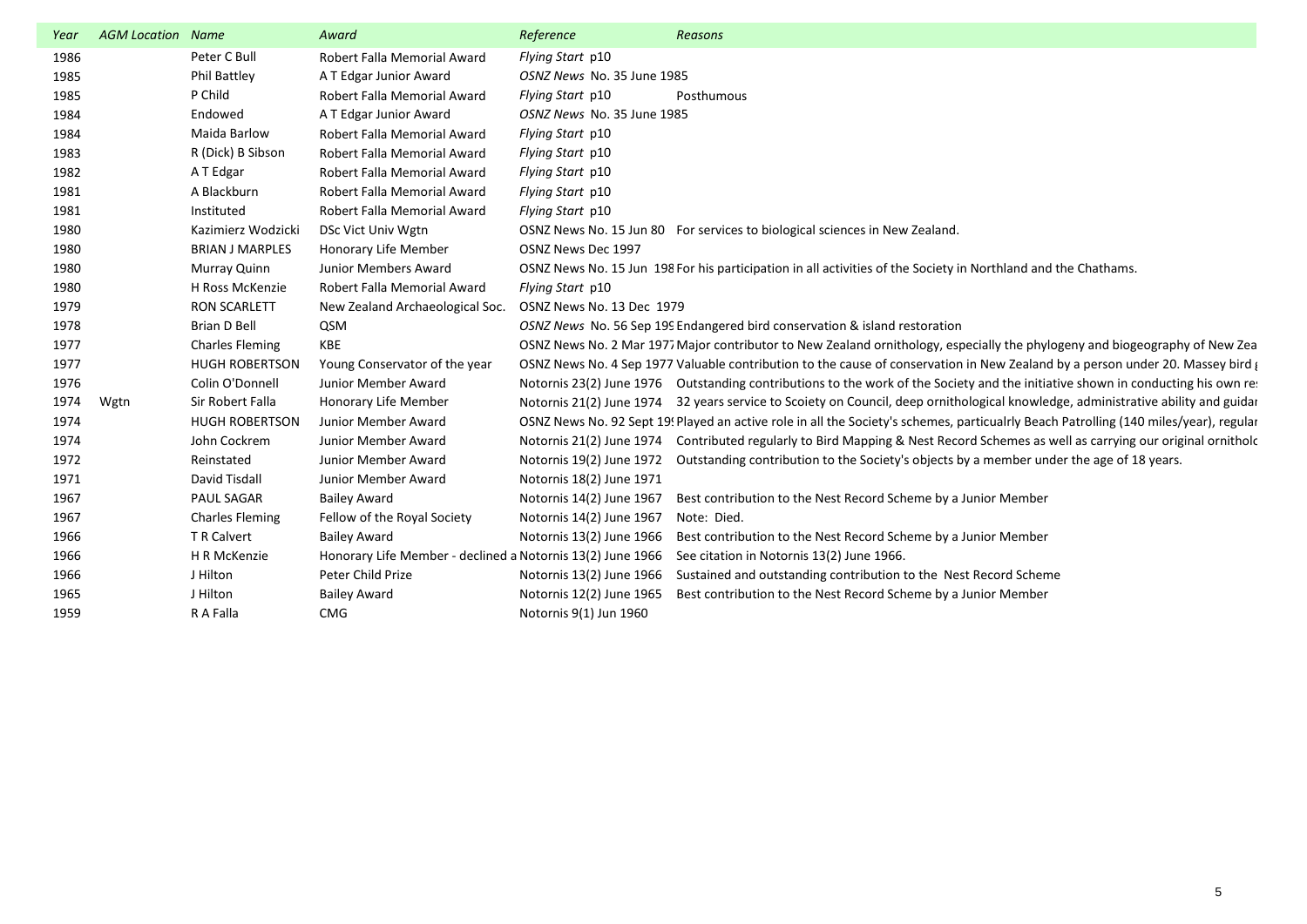| *Year* | *AGM Location* | *Name* | *Award* | *Reference* | *Reasons* |
|---|---|---|---|---|---|
| 1986 | | Peter C Bull | Robert Falla Memorial Award | *Flying Start* p10 | |
| 1985 | | Phil Battley | A T Edgar Junior Award | *OSNZ News* No. 35 June 1985 | |
| 1985 | | P Child | Robert Falla Memorial Award | *Flying Start* p10 | Posthumous |
| 1984 | | Endowed | A T Edgar Junior Award | *OSNZ News* No. 35 June 1985 | |
| 1984 | | Maida Barlow | Robert Falla Memorial Award | *Flying Start* p10 | |
| 1983 | | R (Dick) B Sibson | Robert Falla Memorial Award | *Flying Start* p10 | |
| 1982 | | A T Edgar | Robert Falla Memorial Award | *Flying Start* p10 | |
| 1981 | | A Blackburn | Robert Falla Memorial Award | *Flying Start* p10 | |
| 1981 | | Instituted | Robert Falla Memorial Award | *Flying Start* p10 | |
| 1980 | | Kazimierz Wodzicki | DSc Vict Univ Wgtn | OSNZ News No. 15 Jun 80 | For services to biological sciences in New Zealand. |
| 1980 | | BRIAN J MARPLES | Honorary Life Member | OSNZ News Dec 1997 | |
| 1980 | | Murray Quinn | Junior Members Award | OSNZ News No. 15 Jun 198 | For his participation in all activities of the Society in Northland and the Chathams. |
| 1980 | | H Ross McKenzie | Robert Falla Memorial Award | *Flying Start* p10 | |
| 1979 | | RON SCARLETT | New Zealand Archaeological Soc. | OSNZ News No. 13 Dec 1979 | |
| 1978 | | Brian D Bell | QSM | *OSNZ News* No. 56 Sep 199 | Endangered bird conservation & island restoration |
| 1977 | | Charles Fleming | KBE | OSNZ News No. 2 Mar 1977 | Major contributor to New Zealand ornithology, especially the phylogeny and biogeography of New Zea |
| 1977 | | HUGH ROBERTSON | Young Conservator of the year | OSNZ News No. 4 Sep 1977 | Valuable contribution to the cause of conservation in New Zealand by a person under 20. Massey bird |
| 1976 | | Colin O'Donnell | Junior Member Award | Notornis 23(2) June 1976 | Outstanding contributions to the work of the Society and the initiative shown in conducting his own re |
| 1974 | Wgtn | Sir Robert Falla | Honorary Life Member | Notornis 21(2) June 1974 | 32 years service to Scoiety on Council, deep ornithological knowledge, administrative ability and guidar |
| 1974 | | HUGH ROBERTSON | Junior Member Award | OSNZ News No. 92 Sept 19 | Played an active role in all the Society's schemes, particualrly Beach Patrolling (140 miles/year), regular |
| 1974 | | John Cockrem | Junior Member Award | Notornis 21(2) June 1974 | Contributed regularly to Bird Mapping & Nest Record Schemes as well as carrying our original ornitholo |
| 1972 | | Reinstated | Junior Member Award | Notornis 19(2) June 1972 | Outstanding contribution to the Society's objects by a member under the age of 18 years. |
| 1971 | | David Tisdall | Junior Member Award | Notornis 18(2) June 1971 | |
| 1967 | | PAUL SAGAR | Bailey Award | Notornis 14(2) June 1967 | Best contribution to the Nest Record Scheme by a Junior Member |
| 1967 | | Charles Fleming | Fellow of the Royal Society | Notornis 14(2) June 1967 | Note: Died. |
| 1966 | | T R Calvert | Bailey Award | Notornis 13(2) June 1966 | Best contribution to the Nest Record Scheme by a Junior Member |
| 1966 | | H R McKenzie | Honorary Life Member - declined a | Notornis 13(2) June 1966 | See citation in Notornis 13(2) June 1966. |
| 1966 | | J Hilton | Peter Child Prize | Notornis 13(2) June 1966 | Sustained and outstanding contribution to the Nest Record Scheme |
| 1965 | | J Hilton | Bailey Award | Notornis 12(2) June 1965 | Best contribution to the Nest Record Scheme by a Junior Member |
| 1959 | | R A Falla | CMG | Notornis 9(1) Jun 1960 | |